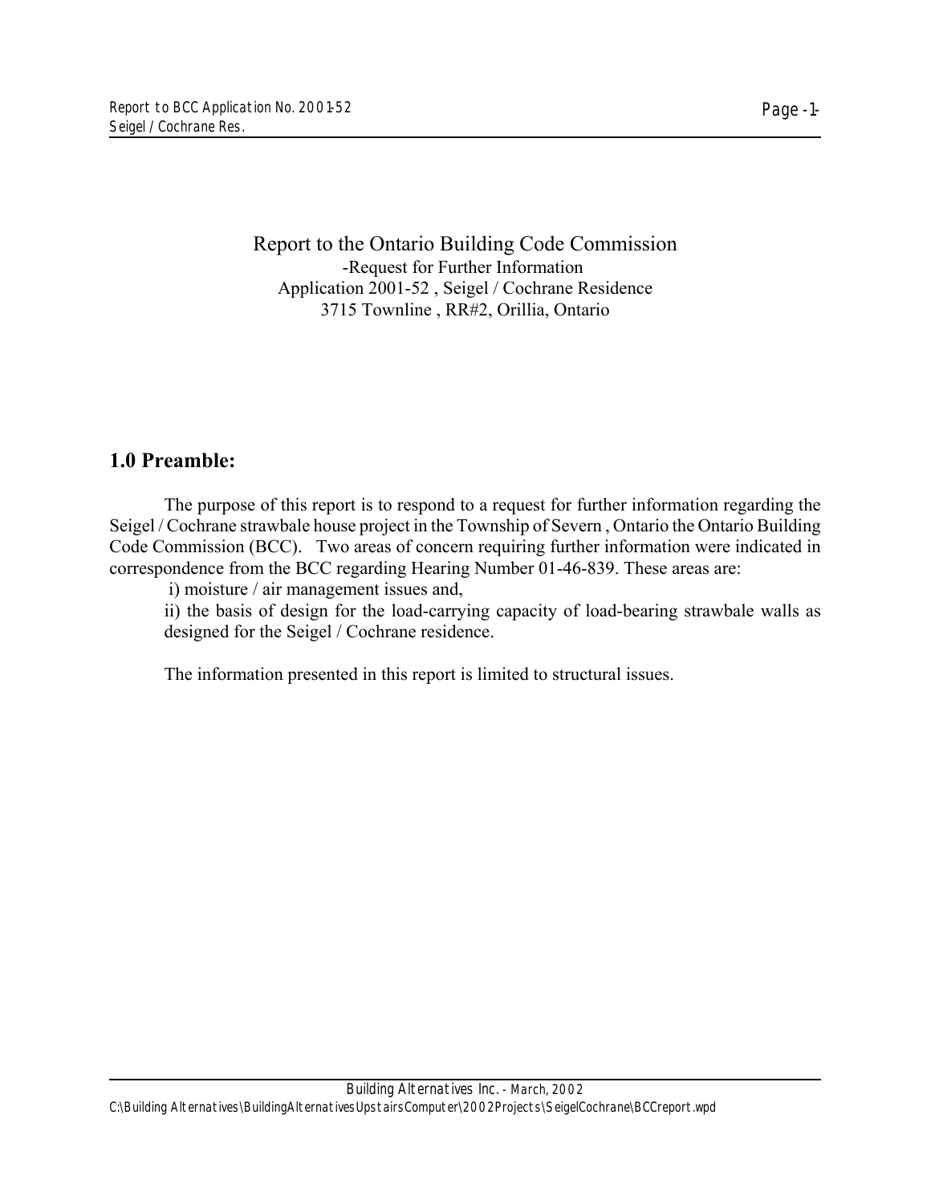Report to the Ontario Building Code Commission
-Request for Further Information
Application 2001-52 , Seigel / Cochrane Residence
3715 Townline , RR#2, Orillia, Ontario

## 1.0 Preamble:

The purpose of this report is to respond to a request for further information regarding the Seigel / Cochrane strawbale house project in the Township of Severn , Ontario the Ontario Building Code Commission (BCC). Two areas of concern requiring further information were indicated in correspondence from the BCC regarding Hearing Number 01-46-839. These areas are:

i) moisture / air management issues and,

ii) the basis of design for the load-carrying capacity of load-bearing strawbale walls as designed for the Seigel / Cochrane residence.

The information presented in this report is limited to structural issues.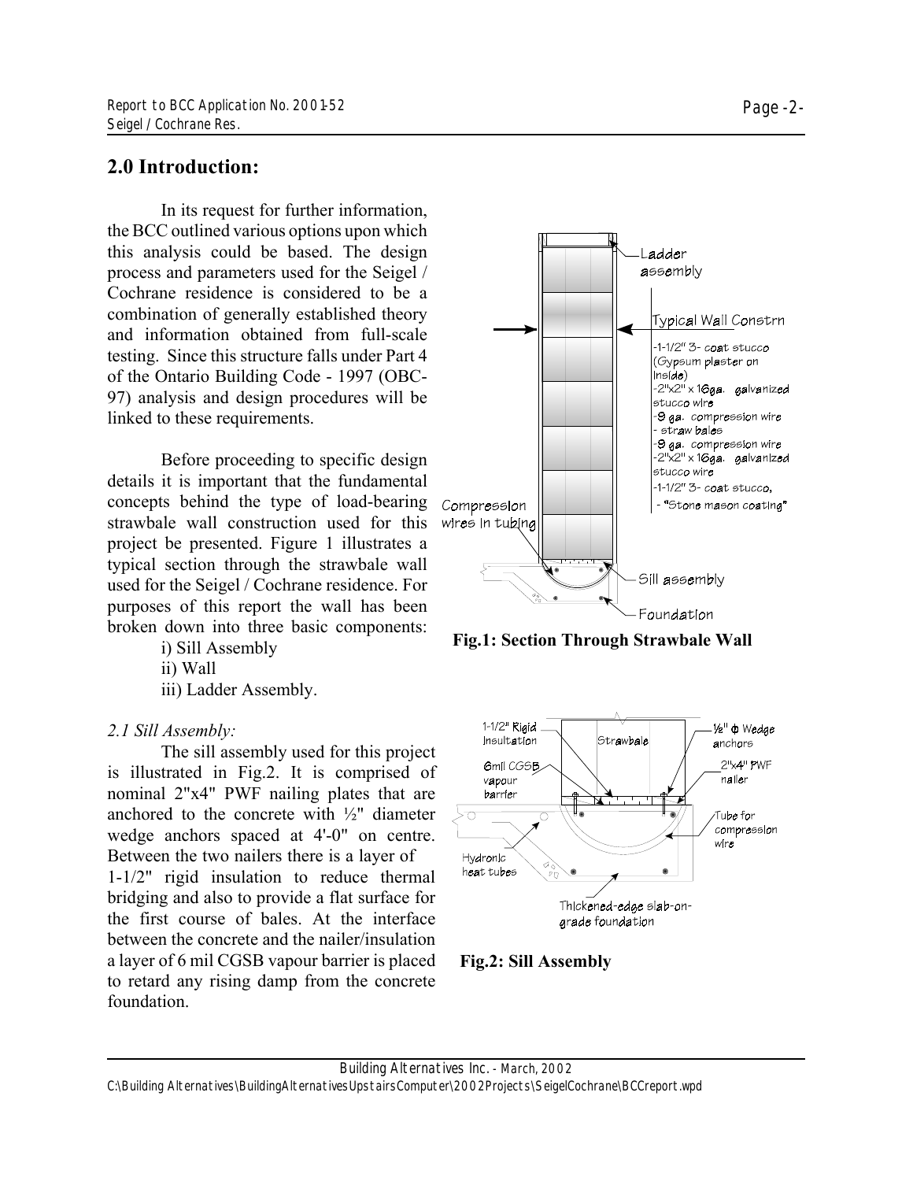## 2.0 Introduction:

In its request for further information, the BCC outlined various options upon which this analysis could be based. The design process and parameters used for the Seigel / Cochrane residence is considered to be a combination of generally established theory and information obtained from full-scale testing. Since this structure falls under Part 4 of the Ontario Building Code - 1997 (OBC-97) analysis and design procedures will be linked to these requirements.

Before proceeding to specific design details it is important that the fundamental concepts behind the type of load-bearing strawbale wall construction used for this project be presented. Figure 1 illustrates a typical section through the strawbale wall used for the Seigel / Cochrane residence. For purposes of this report the wall has been broken down into three basic components:

i) Sill Assembly
ii) Wall
iii) Ladder Assembly.

**Fig.1: Section Through Strawbale Wall**

### *2.1 Sill Assembly:*

The sill assembly used for this project is illustrated in Fig.2. It is comprised of nominal 2"x4" PWF nailing plates that are anchored to the concrete with ½" diameter wedge anchors spaced at 4'-0" on centre. Between the two nailers there is a layer of 1-1/2" rigid insulation to reduce thermal bridging and also to provide a flat surface for the first course of bales. At the interface between the concrete and the nailer/insulation a layer of 6 mil CGSB vapour barrier is placed to retard any rising damp from the concrete foundation.

**Fig.2: Sill Assembly**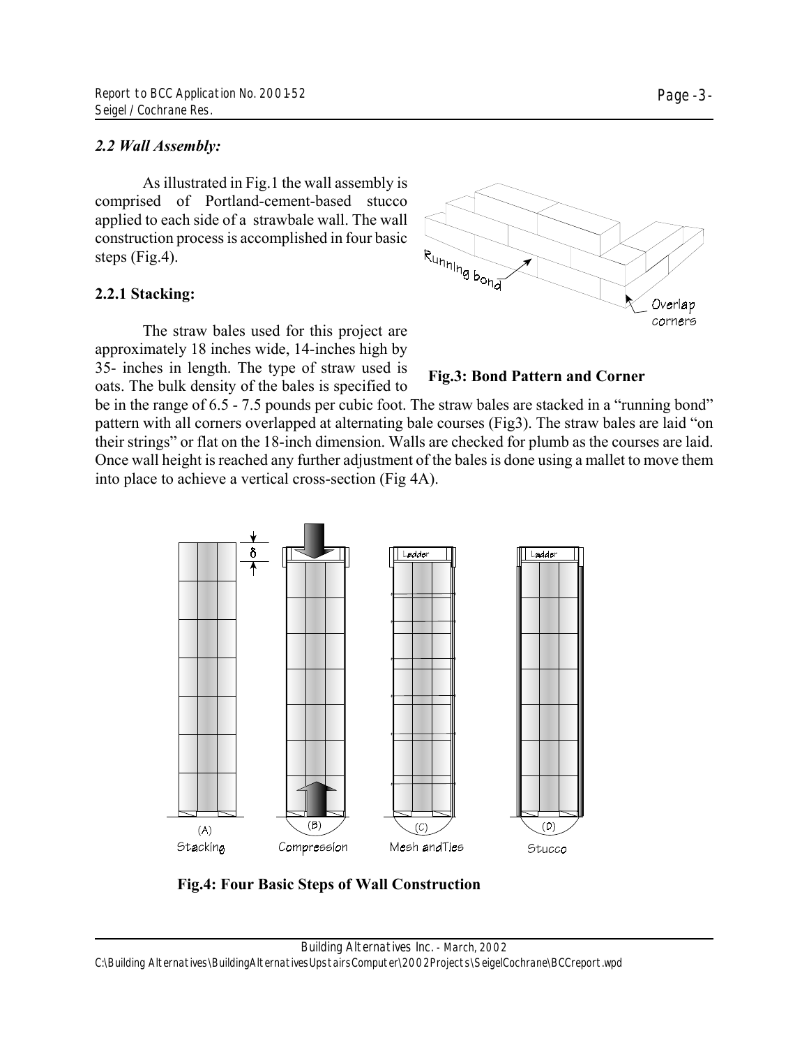*2.2 Wall Assembly:*

As illustrated in Fig.1 the wall assembly is comprised of Portland-cement-based stucco applied to each side of a strawbale wall. The wall construction process is accomplished in four basic steps (Fig.4).

**2.2.1 Stacking:**

The straw bales used for this project are approximately 18 inches wide, 14-inches high by 35- inches in length. The type of straw used is oats. The bulk density of the bales is specified to be in the range of 6.5 - 7.5 pounds per cubic foot. The straw bales are stacked in a "running bond" pattern with all corners overlapped at alternating bale courses (Fig3). The straw bales are laid "on their strings" or flat on the 18-inch dimension. Walls are checked for plumb as the courses are laid. Once wall height is reached any further adjustment of the bales is done using a mallet to move them into place to achieve a vertical cross-section (Fig 4A).

**Fig.3: Bond Pattern and Corner**

**Fig.4: Four Basic Steps of Wall Construction**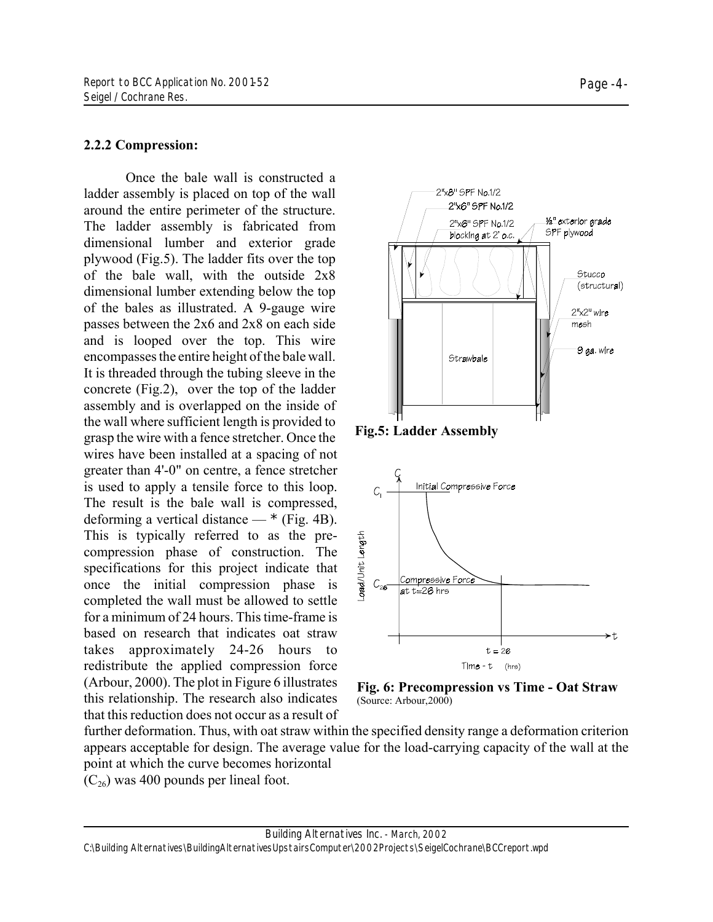### 2.2.2 Compression:

Once the bale wall is constructed a ladder assembly is placed on top of the wall around the entire perimeter of the structure. The ladder assembly is fabricated from dimensional lumber and exterior grade plywood (Fig.5). The ladder fits over the top of the bale wall, with the outside 2x8 dimensional lumber extending below the top of the bales as illustrated. A 9-gauge wire passes between the 2x6 and 2x8 on each side and is looped over the top. This wire encompasses the entire height of the bale wall. It is threaded through the tubing sleeve in the concrete (Fig.2), over the top of the ladder assembly and is overlapped on the inside of the wall where sufficient length is provided to grasp the wire with a fence stretcher. Once the wires have been installed at a spacing of not greater than 4'-0" on centre, a fence stretcher is used to apply a tensile force to this loop. The result is the bale wall is compressed, deforming a vertical distance — * (Fig. 4B). This is typically referred to as the pre-compression phase of construction. The specifications for this project indicate that once the initial compression phase is completed the wall must be allowed to settle for a minimum of 24 hours. This time-frame is based on research that indicates oat straw takes approximately 24-26 hours to redistribute the applied compression force (Arbour, 2000). The plot in Figure 6 illustrates this relationship. The research also indicates that this reduction does not occur as a result of further deformation. Thus, with oat straw within the specified density range a deformation criterion appears acceptable for design. The average value for the load-carrying capacity of the wall at the point at which the curve becomes horizontal ($C_{26}$) was 400 pounds per lineal foot.

**Fig.5: Ladder Assembly**

**Fig. 6: Precompression vs Time - Oat Straw**
(Source: Arbour,2000)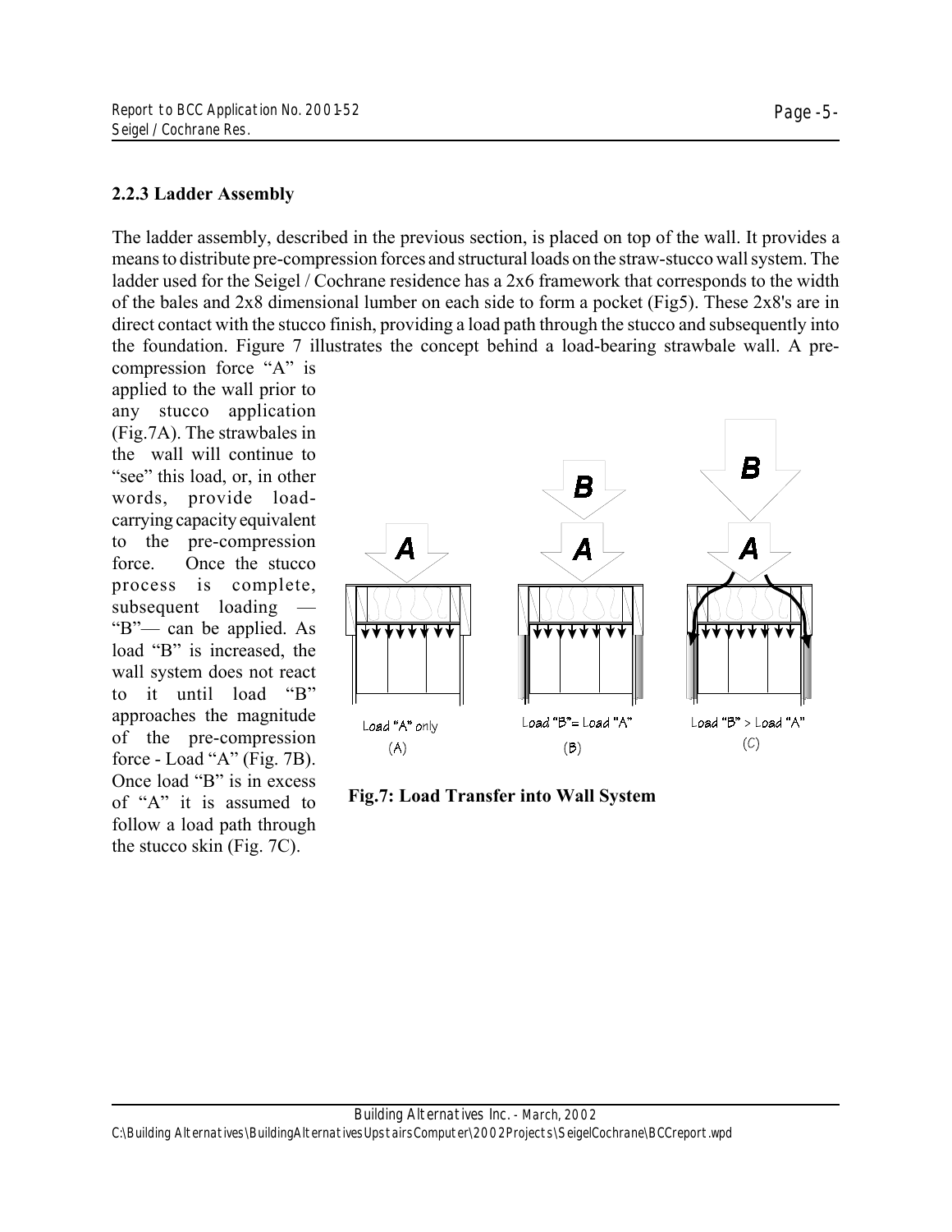### 2.2.3 Ladder Assembly

The ladder assembly, described in the previous section, is placed on top of the wall. It provides a means to distribute pre-compression forces and structural loads on the straw-stucco wall system. The ladder used for the Seigel / Cochrane residence has a 2x6 framework that corresponds to the width of the bales and 2x8 dimensional lumber on each side to form a pocket (Fig5). These 2x8's are in direct contact with the stucco finish, providing a load path through the stucco and subsequently into the foundation. Figure 7 illustrates the concept behind a load-bearing strawbale wall. A pre-compression force "A" is applied to the wall prior to any stucco application (Fig.7A). The strawbales in the wall will continue to "see" this load, or, in other words, provide load-carrying capacity equivalent to the pre-compression force. Once the stucco process is complete, subsequent loading — "B"— can be applied. As load "B" is increased, the wall system does not react to it until load "B" approaches the magnitude of the pre-compression force - Load "A" (Fig. 7B). Once load "B" is in excess of "A" it is assumed to follow a load path through the stucco skin (Fig. 7C).

Load "A" only (A) | Load "B"= Load "A" (B) | Load "B" > Load "A" (C)

**Fig.7: Load Transfer into Wall System**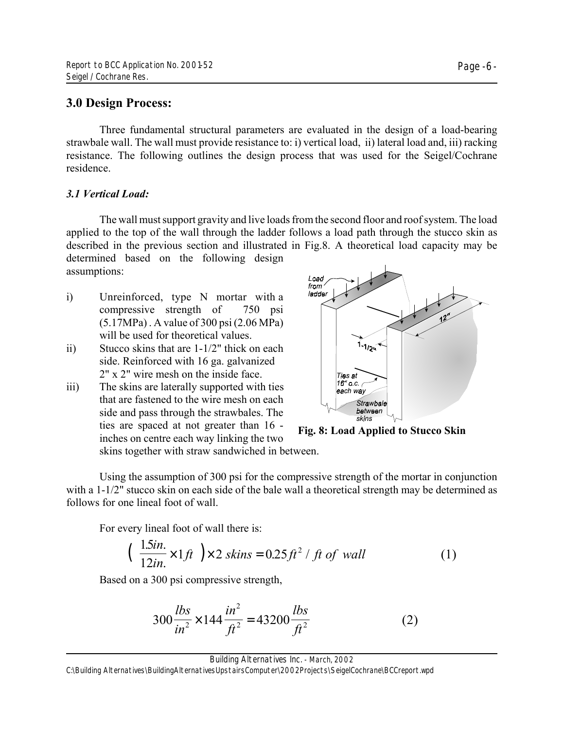## 3.0 Design Process:

Three fundamental structural parameters are evaluated in the design of a load-bearing strawbale wall. The wall must provide resistance to: i) vertical load, ii) lateral load and, iii) racking resistance. The following outlines the design process that was used for the Seigel/Cochrane residence.

### *3.1 Vertical Load:*

The wall must support gravity and live loads from the second floor and roof system. The load applied to the top of the wall through the ladder follows a load path through the stucco skin as described in the previous section and illustrated in Fig.8. A theoretical load capacity may be determined based on the following design assumptions:

i) Unreinforced, type N mortar with a compressive strength of 750 psi (5.17MPa) . A value of 300 psi (2.06 MPa) will be used for theoretical values.

ii) Stucco skins that are 1-1/2" thick on each side. Reinforced with 16 ga. galvanized 2" x 2" wire mesh on the inside face.

iii) The skins are laterally supported with ties that are fastened to the wire mesh on each side and pass through the strawbales. The ties are spaced at not greater than 16 - inches on centre each way linking the two skins together with straw sandwiched in between.

**Fig. 8: Load Applied to Stucco Skin**

Using the assumption of 300 psi for the compressive strength of the mortar in conjunction with a 1-1/2" stucco skin on each side of the bale wall a theoretical strength may be determined as follows for one lineal foot of wall.

For every lineal foot of wall there is:

$$\left( \frac{1.5in.}{12in.} \times 1ft \right) \times 2 \; skins = 0.25 ft^2 / \; ft \; of \; \; wall \qquad (1)$$

Based on a 300 psi compressive strength,

$$300 \frac{lbs}{in^2} \times 144 \frac{in^2}{ft^2} = 43200 \frac{lbs}{ft^2} \qquad (2)$$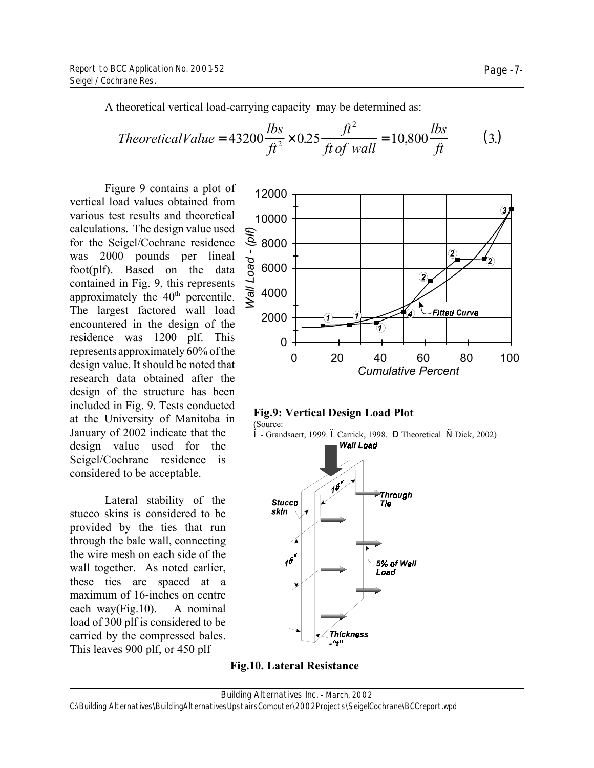A theoretical vertical load-carrying capacity may be determined as:

$$TheoreticalValue = 43200\frac{lbs}{ft^2} \times 0.25\frac{ft^2}{ft\ of\ wall} = 10{,}800\frac{lbs}{ft} \qquad (3.)$$

Figure 9 contains a plot of vertical load values obtained from various test results and theoretical calculations. The design value used for the Seigel/Cochrane residence was 2000 pounds per lineal foot(plf). Based on the data contained in Fig. 9, this represents approximately the 40[th] percentile. The largest factored wall load encountered in the design of the residence was 1200 plf. This represents approximately 60% of the design value. It should be noted that research data obtained after the design of the structure has been included in Fig. 9. Tests conducted at the University of Manitoba in January of 2002 indicate that the design value used for the Seigel/Cochrane residence is considered to be acceptable.

**Fig.9: Vertical Design Load Plot**
(Source:
Ì - Grandsaert, 1999. Ì Carrick, 1998. Ð Theoretical Ñ Dick, 2002)

Lateral stability of the stucco skins is considered to be provided by the ties that run through the bale wall, connecting the wire mesh on each side of the wall together. As noted earlier, these ties are spaced at a maximum of 16-inches on centre each way(Fig.10). A nominal load of 300 plf is considered to be carried by the compressed bales. This leaves 900 plf, or 450 plf

**Fig.10. Lateral Resistance**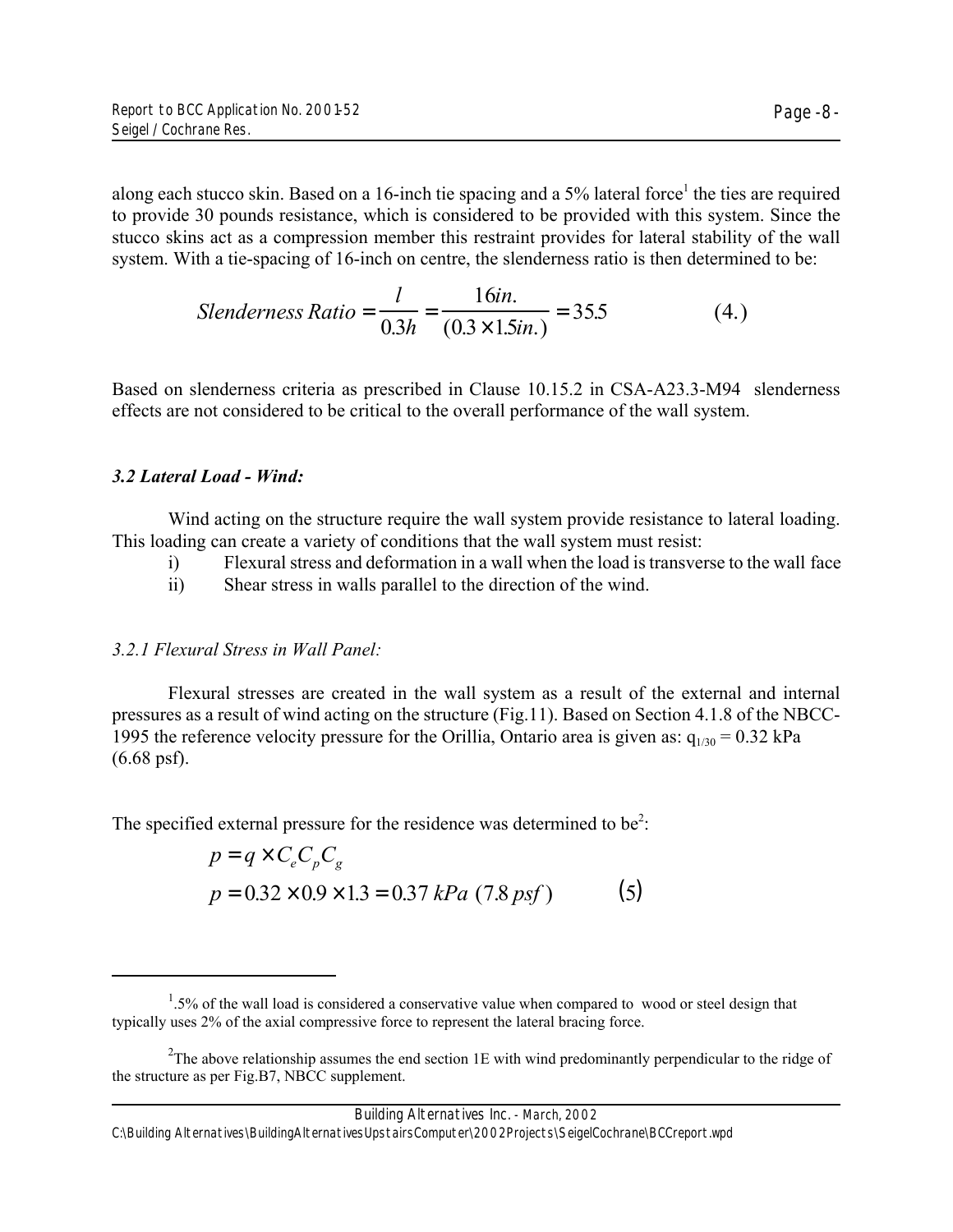along each stucco skin. Based on a 16-inch tie spacing and a 5% lateral force[1] the ties are required to provide 30 pounds resistance, which is considered to be provided with this system. Since the stucco skins act as a compression member this restraint provides for lateral stability of the wall system. With a tie-spacing of 16-inch on centre, the slenderness ratio is then determined to be:

$$Slenderness\ Ratio = \frac{l}{0.3h} = \frac{16in.}{(0.3 \times 1.5in.)} = 35.5 \qquad (4.)$$

Based on slenderness criteria as prescribed in Clause 10.15.2 in CSA-A23.3-M94 slenderness effects are not considered to be critical to the overall performance of the wall system.

### *3.2 Lateral Load - Wind:*

Wind acting on the structure require the wall system provide resistance to lateral loading. This loading can create a variety of conditions that the wall system must resist:

i) Flexural stress and deformation in a wall when the load is transverse to the wall face
ii) Shear stress in walls parallel to the direction of the wind.

#### *3.2.1 Flexural Stress in Wall Panel:*

Flexural stresses are created in the wall system as a result of the external and internal pressures as a result of wind acting on the structure (Fig.11). Based on Section 4.1.8 of the NBCC-1995 the reference velocity pressure for the Orillia, Ontario area is given as: $q_{1/30} = 0.32$ kPa (6.68 psf).

The specified external pressure for the residence was determined to be[2]:

$$p = q \times C_e C_p C_g$$
$$p = 0.32 \times 0.9 \times 1.3 = 0.37\ kPa\ (7.8\ psf) \qquad (5)$$

---

[1] .5% of the wall load is considered a conservative value when compared to wood or steel design that typically uses 2% of the axial compressive force to represent the lateral bracing force.

[2] The above relationship assumes the end section 1E with wind predominantly perpendicular to the ridge of the structure as per Fig.B7, NBCC supplement.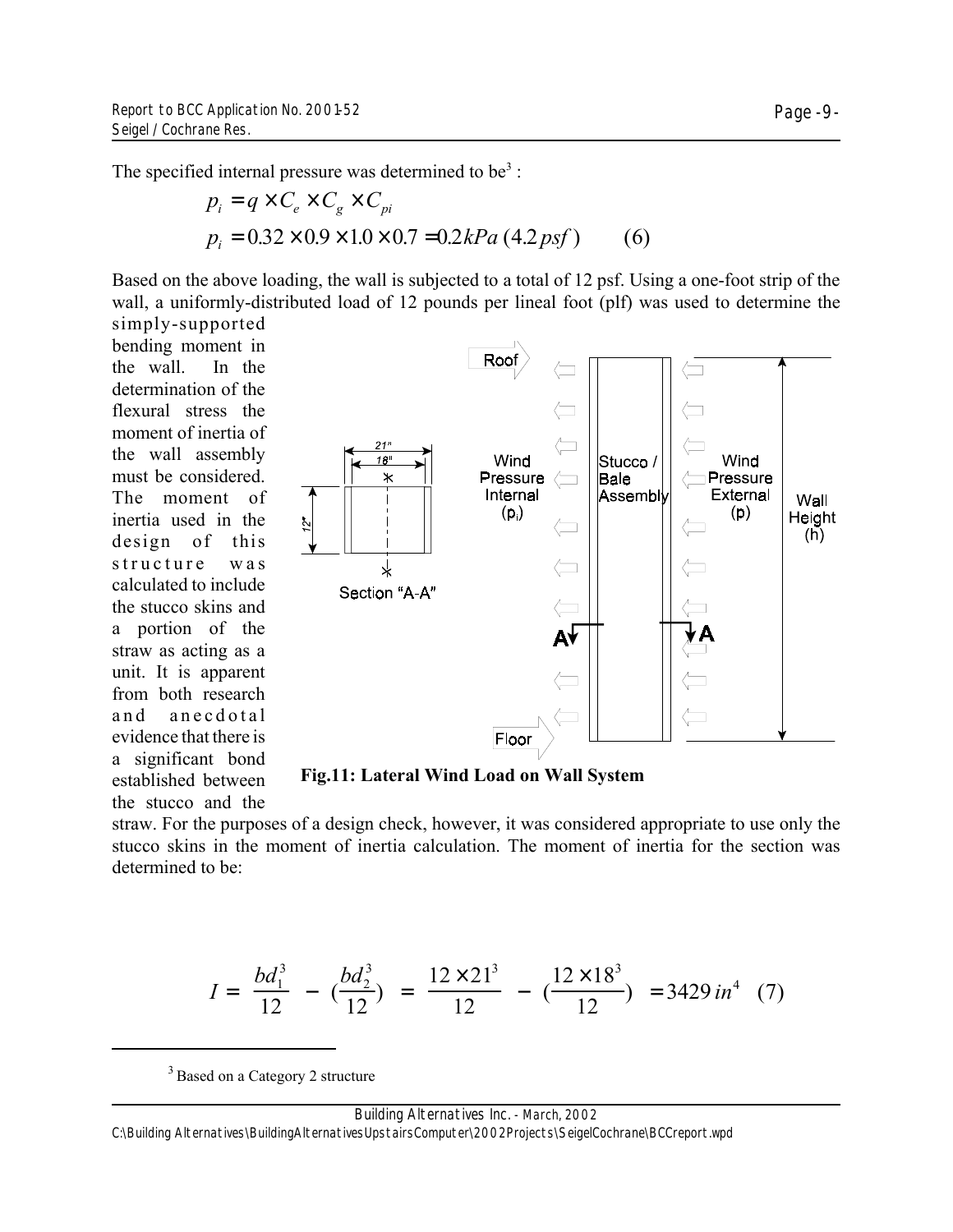The specified internal pressure was determined to be[3] :

$$p_i = q \times C_e \times C_g \times C_{pi}$$

$$p_i = 0.32 \times 0.9 \times 1.0 \times 0.7 = 0.2\,kPa\ (4.2\,psf) \qquad (6)$$

Based on the above loading, the wall is subjected to a total of 12 psf. Using a one-foot strip of the wall, a uniformly-distributed load of 12 pounds per lineal foot (plf) was used to determine the simply-supported bending moment in the wall. In the determination of the flexural stress the moment of inertia of the wall assembly must be considered. The moment of inertia used in the design of this structure was calculated to include the stucco skins and a portion of the straw as acting as a unit. It is apparent from both research and anecdotal evidence that there is a significant bond established between the stucco and the straw. For the purposes of a design check, however, it was considered appropriate to use only the stucco skins in the moment of inertia calculation. The moment of inertia for the section was determined to be:

**Fig.11: Lateral Wind Load on Wall System**

$$I = \frac{bd_1^3}{12} - \left(\frac{bd_2^3}{12}\right) = \frac{12 \times 21^3}{12} - \left(\frac{12 \times 18^3}{12}\right) = 3429\,in^4 \quad (7)$$

---

[3] Based on a Category 2 structure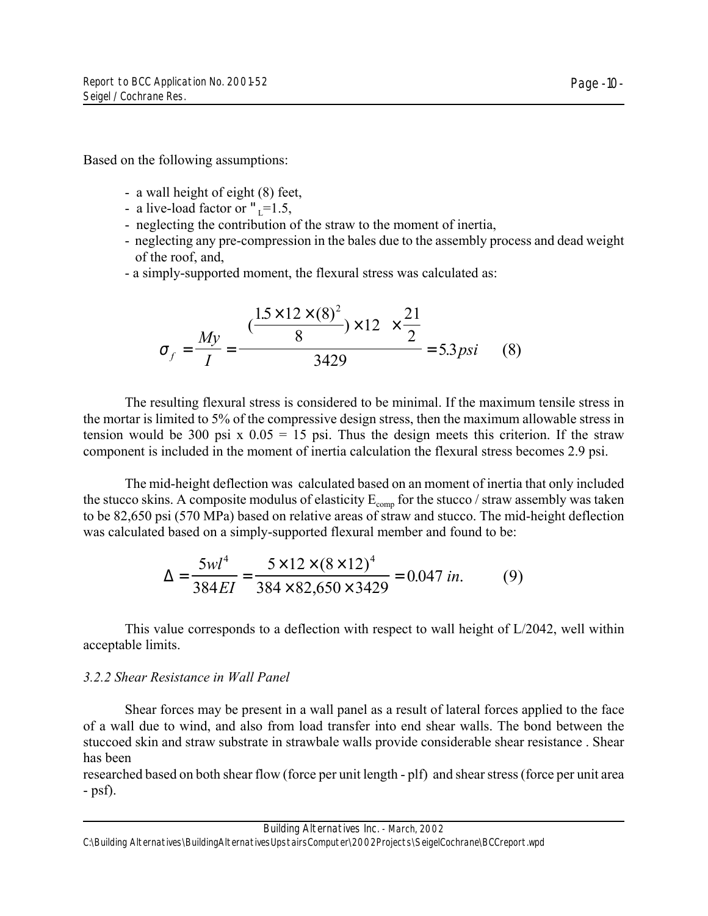Based on the following assumptions:

- a wall height of eight (8) feet,
- a live-load factor or "$_L$=1.5,
- neglecting the contribution of the straw to the moment of inertia,
- neglecting any pre-compression in the bales due to the assembly process and dead weight of the roof, and,
- a simply-supported moment, the flexural stress was calculated as:

$$\sigma_f = \frac{My}{I} = \frac{(\frac{1.5 \times 12 \times (8)^2}{8}) \times 12 \quad \times \frac{21}{2}}{3429} = 5.3\,psi \qquad (8)$$

The resulting flexural stress is considered to be minimal. If the maximum tensile stress in the mortar is limited to 5% of the compressive design stress, then the maximum allowable stress in tension would be 300 psi x 0.05 = 15 psi. Thus the design meets this criterion. If the straw component is included in the moment of inertia calculation the flexural stress becomes 2.9 psi.

The mid-height deflection was calculated based on an moment of inertia that only included the stucco skins. A composite modulus of elasticity $E_{comp}$ for the stucco / straw assembly was taken to be 82,650 psi (570 MPa) based on relative areas of straw and stucco. The mid-height deflection was calculated based on a simply-supported flexural member and found to be:

$$\Delta = \frac{5wl^4}{384EI} = \frac{5 \times 12 \times (8 \times 12)^4}{384 \times 82{,}650 \times 3429} = 0.047\ in. \qquad (9)$$

This value corresponds to a deflection with respect to wall height of L/2042, well within acceptable limits.

### *3.2.2 Shear Resistance in Wall Panel*

Shear forces may be present in a wall panel as a result of lateral forces applied to the face of a wall due to wind, and also from load transfer into end shear walls. The bond between the stuccoed skin and straw substrate in strawbale walls provide considerable shear resistance . Shear has been

researched based on both shear flow (force per unit length - plf) and shear stress (force per unit area - psf).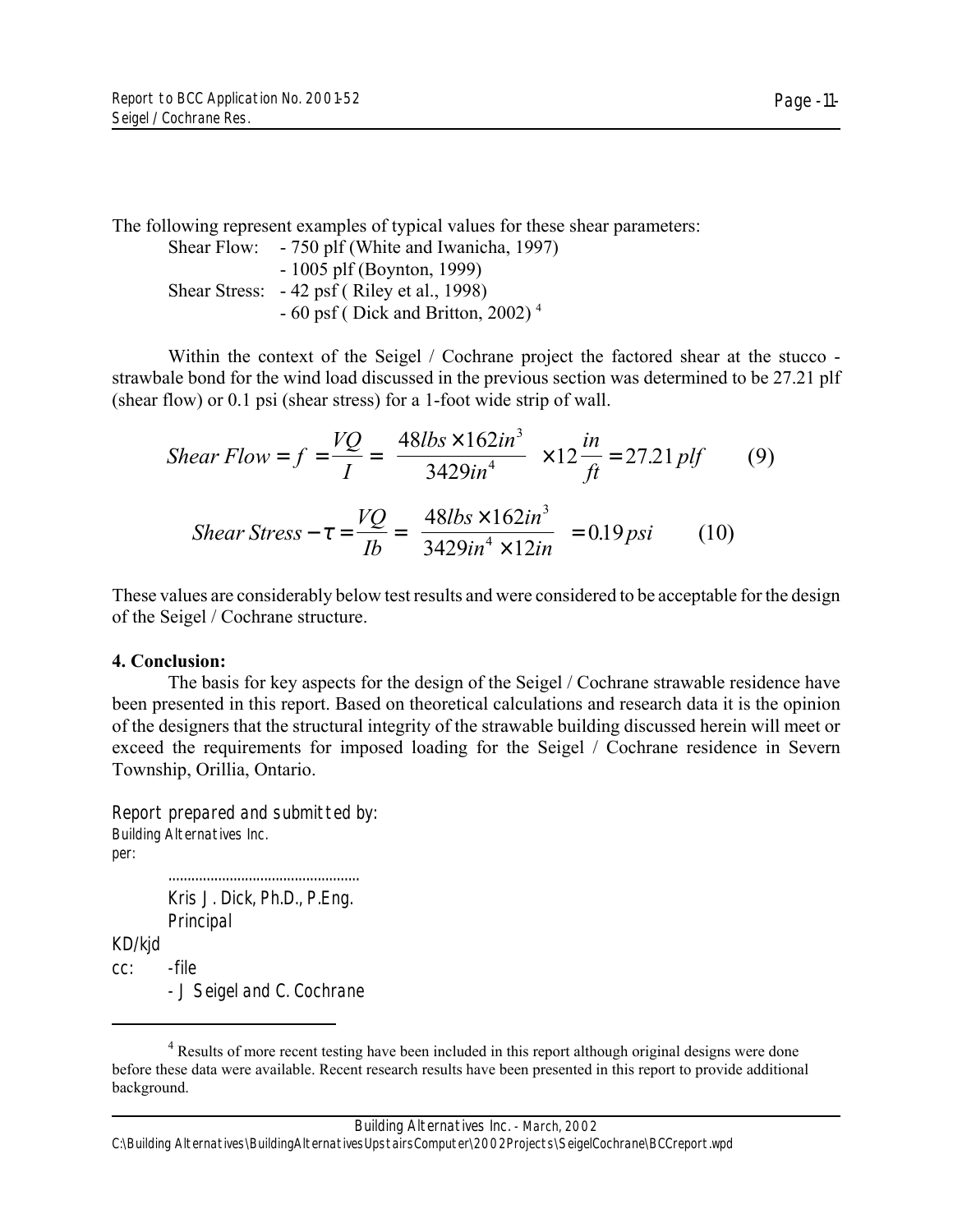The following represent examples of typical values for these shear parameters:

Shear Flow: - 750 plf (White and Iwanicha, 1997)
- 1005 plf (Boynton, 1999)

Shear Stress: - 42 psf ( Riley et al., 1998)
- 60 psf ( Dick and Britton, 2002) [4]

Within the context of the Seigel / Cochrane project the factored shear at the stucco - strawbale bond for the wind load discussed in the previous section was determined to be 27.21 plf (shear flow) or 0.1 psi (shear stress) for a 1-foot wide strip of wall.

$$Shear\ Flow = f = \frac{VQ}{I} = \left(\frac{48lbs \times 162in^3}{3429in^4}\right) \times 12\frac{in}{ft} = 27.21\,plf \qquad (9)$$

$$Shear\ Stress - \tau = \frac{VQ}{Ib} = \left(\frac{48lbs \times 162in^3}{3429in^4 \times 12in}\right) = 0.19\,psi \qquad (10)$$

These values are considerably below test results and were considered to be acceptable for the design of the Seigel / Cochrane structure.

**4. Conclusion:**

The basis for key aspects for the design of the Seigel / Cochrane strawable residence have been presented in this report. Based on theoretical calculations and research data it is the opinion of the designers that the structural integrity of the strawable building discussed herein will meet or exceed the requirements for imposed loading for the Seigel / Cochrane residence in Severn Township, Orillia, Ontario.

Report prepared and submitted by:
Building Alternatives Inc.
per:

.................................................
Kris J. Dick, Ph.D., P.Eng.
Principal

KD/kjd

cc: -file
- J Seigel and C. Cochrane

---

[4] Results of more recent testing have been included in this report although original designs were done before these data were available. Recent research results have been presented in this report to provide additional background.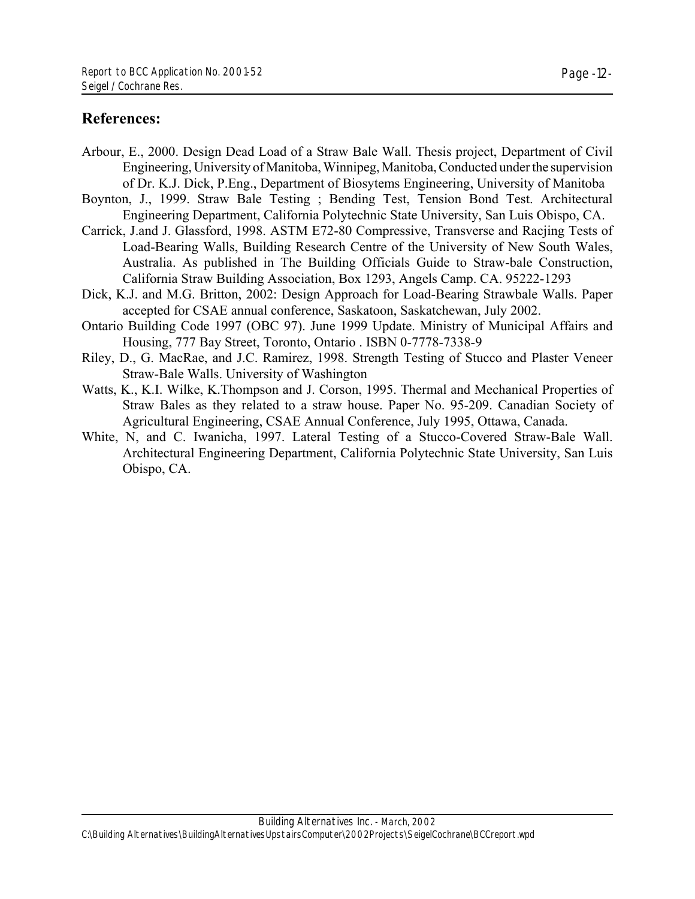## References:

Arbour, E., 2000. Design Dead Load of a Straw Bale Wall. Thesis project, Department of Civil Engineering, University of Manitoba, Winnipeg, Manitoba, Conducted under the supervision of Dr. K.J. Dick, P.Eng., Department of Biosytems Engineering, University of Manitoba

Boynton, J., 1999. Straw Bale Testing ; Bending Test, Tension Bond Test. Architectural Engineering Department, California Polytechnic State University, San Luis Obispo, CA.

Carrick, J.and J. Glassford, 1998. ASTM E72-80 Compressive, Transverse and Racjing Tests of Load-Bearing Walls, Building Research Centre of the University of New South Wales, Australia. As published in The Building Officials Guide to Straw-bale Construction, California Straw Building Association, Box 1293, Angels Camp. CA. 95222-1293

Dick, K.J. and M.G. Britton, 2002: Design Approach for Load-Bearing Strawbale Walls. Paper accepted for CSAE annual conference, Saskatoon, Saskatchewan, July 2002.

Ontario Building Code 1997 (OBC 97). June 1999 Update. Ministry of Municipal Affairs and Housing, 777 Bay Street, Toronto, Ontario . ISBN 0-7778-7338-9

Riley, D., G. MacRae, and J.C. Ramirez, 1998. Strength Testing of Stucco and Plaster Veneer Straw-Bale Walls. University of Washington

Watts, K., K.I. Wilke, K.Thompson and J. Corson, 1995. Thermal and Mechanical Properties of Straw Bales as they related to a straw house. Paper No. 95-209. Canadian Society of Agricultural Engineering, CSAE Annual Conference, July 1995, Ottawa, Canada.

White, N, and C. Iwanicha, 1997. Lateral Testing of a Stucco-Covered Straw-Bale Wall. Architectural Engineering Department, California Polytechnic State University, San Luis Obispo, CA.